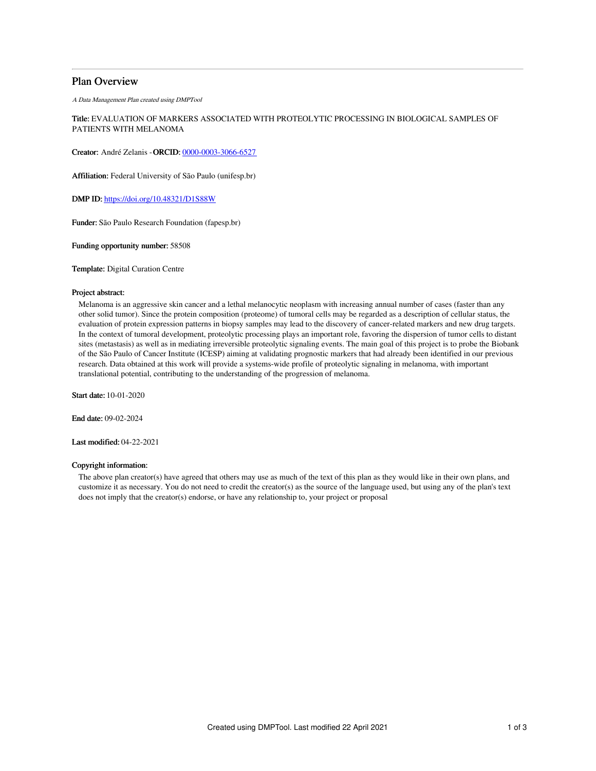# Plan Overview

*A Data Management Plan created using DMPTool*

**Title:** EVALUATION OF MARKERS ASSOCIATED WITH PROTEOLYTIC PROCESSING IN BIOLOGICAL SAMPLES OF PATIENTS WITH MELANOMA

**Creator:** André Zelanis - **ORCID:** 0000-0003-3066-6527

**Affiliation:** Federal University of São Paulo (unifesp.br)

**DMP ID:** https://doi.org/10.48321/D1S88W

**Funder:** São Paulo Research Foundation (fapesp.br)

**Funding opportunity number:** 58508

**Template:** Digital Curation Centre

**Project abstract:**

Melanoma is an aggressive skin cancer and a lethal melanocytic neoplasm with increasing annual number of cases (faster than any other solid tumor). Since the protein composition (proteome) of tumoral cells may be regarded as a description of cellular status, the evaluation of protein expression patterns in biopsy samples may lead to the discovery of cancer-related markers and new drug targets. In the context of tumoral development, proteolytic processing plays an important role, favoring the dispersion of tumor cells to distant sites (metastasis) as well as in mediating irreversible proteolytic signaling events. The main goal of this project is to probe the Biobank of the São Paulo of Cancer Institute (ICESP) aiming at validating prognostic markers that had already been identified in our previous research. Data obtained at this work will provide a systems-wide profile of proteolytic signaling in melanoma, with important translational potential, contributing to the understanding of the progression of melanoma.

**Start date:** 10-01-2020

**End date:** 09-02-2024

**Last modified:** 04-22-2021

**Copyright information:**

The above plan creator(s) have agreed that others may use as much of the text of this plan as they would like in their own plans, and customize it as necessary. You do not need to credit the creator(s) as the source of the language used, but using any of the plan's text does not imply that the creator(s) endorse, or have any relationship to, your project or proposal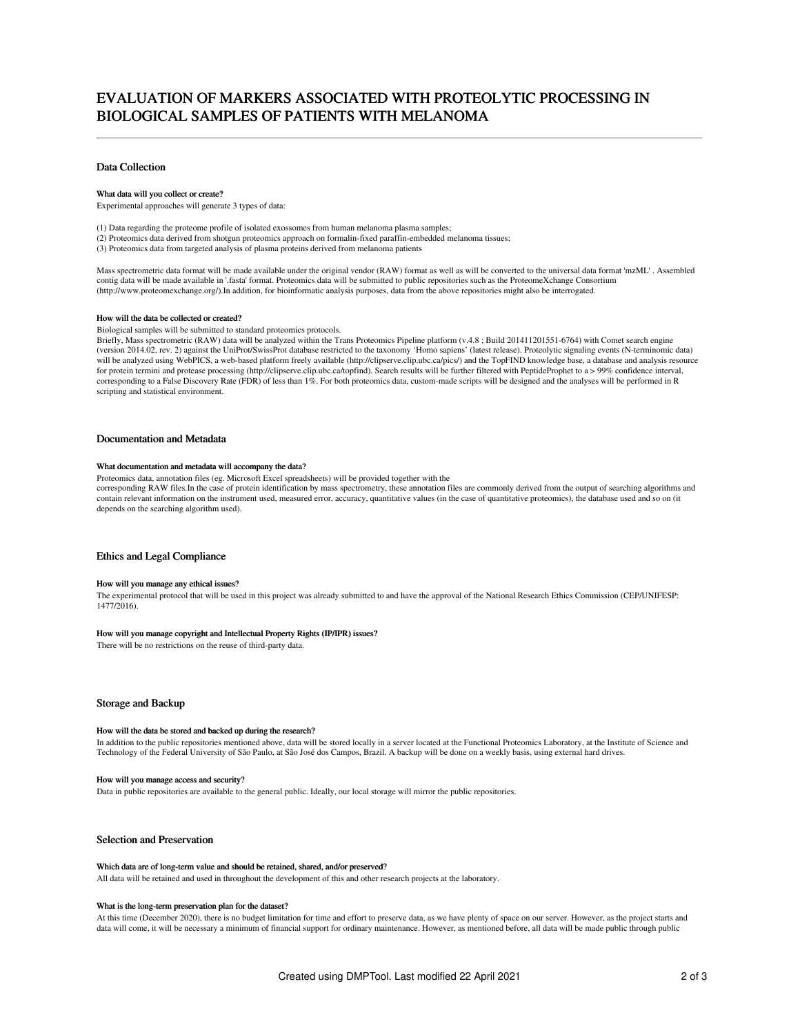# EVALUATION OF MARKERS ASSOCIATED WITH PROTEOLYTIC PROCESSING IN BIOLOGICAL SAMPLES OF PATIENTS WITH MELANOMA

## Data Collection

### What data will you collect or create?

Experimental approaches will generate 3 types of data:

(1) Data regarding the proteome profile of isolated exossomes from human melanoma plasma samples;
(2) Proteomics data derived from shotgun proteomics approach on formalin-fixed paraffin-embedded melanoma tissues;
(3) Proteomics data from targeted analysis of plasma proteins derived from melanoma patients

Mass spectrometric data format will be made available under the original vendor (RAW) format as well as will be converted to the universal data format 'mzML' . Assembled contig data will be made available in '.fasta' format. Proteomics data will be submitted to public repositories such as the ProteomeXchange Consortium (http://www.proteomexchange.org/).In addition, for bioinformatic analysis purposes, data from the above repositories might also be interrogated.

### How will the data be collected or created?

Biological samples will be submitted to standard proteomics protocols.
Briefly, Mass spectrometric (RAW) data will be analyzed within the Trans Proteomics Pipeline platform (v.4.8 ; Build 201411201551-6764) with Comet search engine (version 2014.02, rev. 2) against the UniProt/SwissProt database restricted to the taxonomy 'Homo sapiens' (latest release). Proteolytic signaling events (N-terminomic data) will be analyzed using WebPICS, a web-based platform freely available (http://clipserve.clip.ubc.ca/pics/) and the TopFIND knowledge base, a database and analysis resource for protein termini and protease processing (http://clipserve.clip.ubc.ca/topfind). Search results will be further filtered with PeptideProphet to a > 99% confidence interval, corresponding to a False Discovery Rate (FDR) of less than 1%. For both proteomics data, custom-made scripts will be designed and the analyses will be performed in R scripting and statistical environment.

## Documentation and Metadata

### What documentation and metadata will accompany the data?

Proteomics data, annotation files (eg. Microsoft Excel spreadsheets) will be provided together with the
corresponding RAW files.In the case of protein identification by mass spectrometry, these annotation files are commonly derived from the output of searching algorithms and contain relevant information on the instrument used, measured error, accuracy, quantitative values (in the case of quantitative proteomics), the database used and so on (it depends on the searching algorithm used).

## Ethics and Legal Compliance

### How will you manage any ethical issues?

The experimental protocol that will be used in this project was already submitted to and have the approval of the National Research Ethics Commission (CEP/UNIFESP: 1477/2016).

### How will you manage copyright and Intellectual Property Rights (IP/IPR) issues?

There will be no restrictions on the reuse of third-party data.

## Storage and Backup

### How will the data be stored and backed up during the research?

In addition to the public repositories mentioned above, data will be stored locally in a server located at the Functional Proteomics Laboratory, at the Institute of Science and Technology of the Federal University of São Paulo, at São José dos Campos, Brazil. A backup will be done on a weekly basis, using external hard drives.

### How will you manage access and security?

Data in public repositories are available to the general public. Ideally, our local storage will mirror the public repositories.

## Selection and Preservation

### Which data are of long-term value and should be retained, shared, and/or preserved?

All data will be retained and used in throughout the development of this and other research projects at the laboratory.

### What is the long-term preservation plan for the dataset?

At this time (December 2020), there is no budget limitation for time and effort to preserve data, as we have plenty of space on our server. However, as the project starts and data will come, it will be necessary a minimum of financial support for ordinary maintenance. However, as mentioned before, all data will be made public through public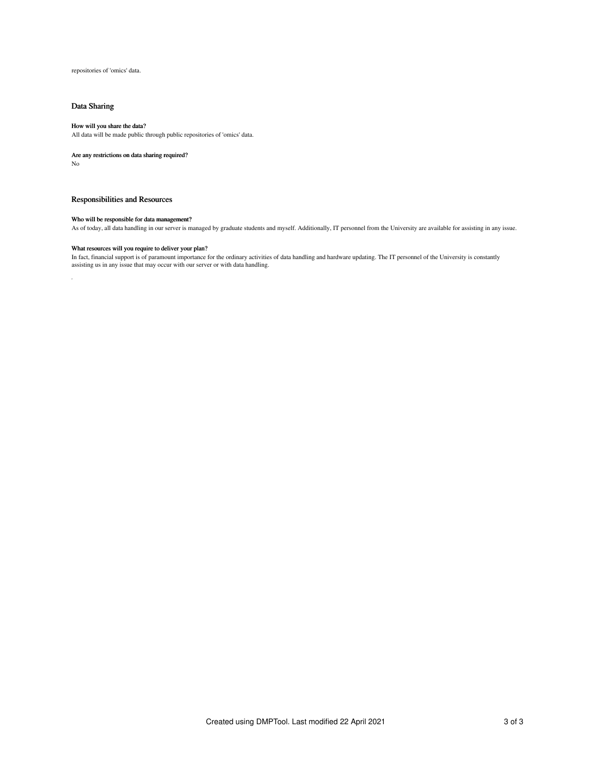repositories of 'omics' data.

## Data Sharing

**How will you share the data?**

All data will be made public through public repositories of 'omics' data.

**Are any restrictions on data sharing required?**

No

## Responsibilities and Resources

**Who will be responsible for data management?**

As of today, all data handling in our server is managed by graduate students and myself. Additionally, IT personnel from the University are available for assisting in any issue.

**What resources will you require to deliver your plan?**

In fact, financial support is of paramount importance for the ordinary activities of data handling and hardware updating. The IT personnel of the University is constantly assisting us in any issue that may occur with our server or with data handling.

.